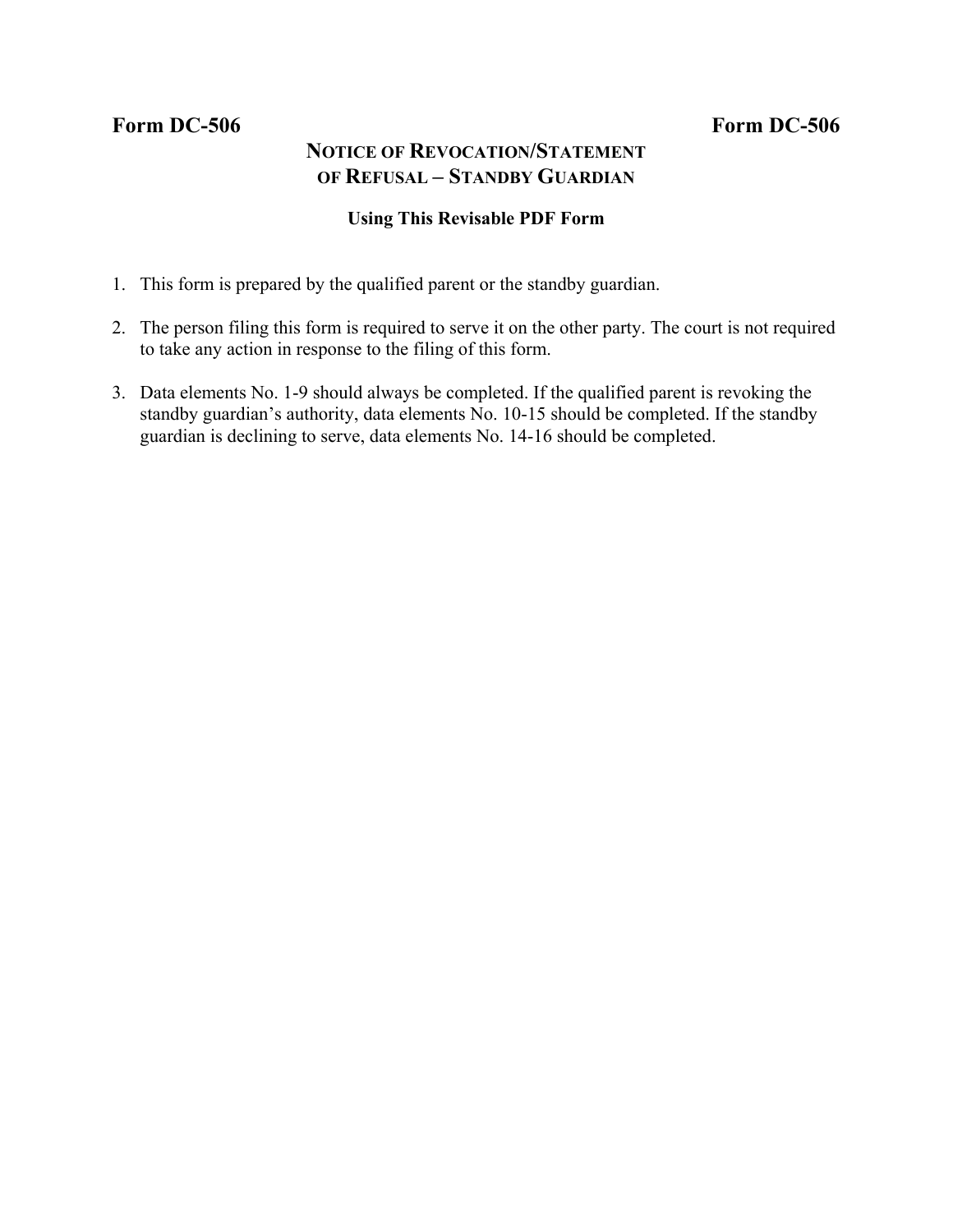**Form DC-506** **Form DC-506**

# NOTICE OF REVOCATION/STATEMENT OF REFUSAL – STANDBY GUARDIAN

**Using This Revisable PDF Form**

1. This form is prepared by the qualified parent or the standby guardian.

2. The person filing this form is required to serve it on the other party. The court is not required to take any action in response to the filing of this form.

3. Data elements No. 1-9 should always be completed. If the qualified parent is revoking the standby guardian's authority, data elements No. 10-15 should be completed. If the standby guardian is declining to serve, data elements No. 14-16 should be completed.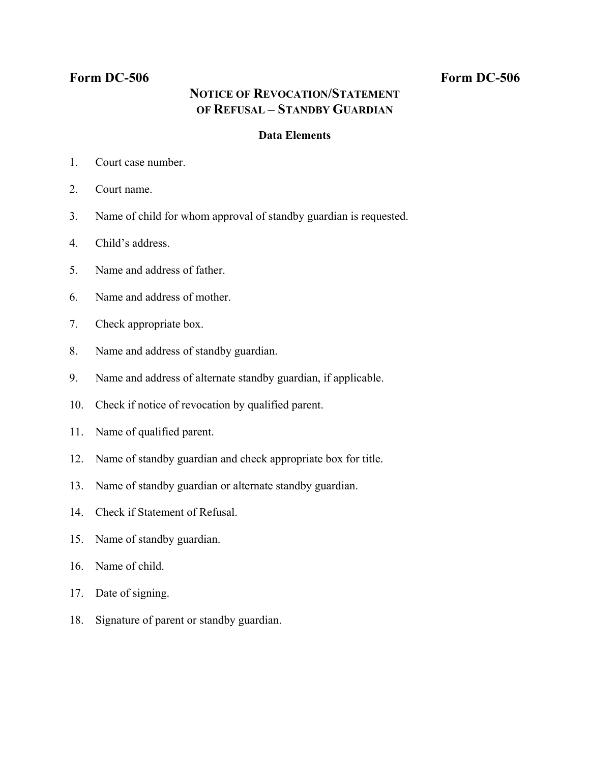**Form DC-506** **Form DC-506**

# Notice of Revocation/Statement of Refusal – Standby Guardian

**Data Elements**

1. Court case number.
2. Court name.
3. Name of child for whom approval of standby guardian is requested.
4. Child's address.
5. Name and address of father.
6. Name and address of mother.
7. Check appropriate box.
8. Name and address of standby guardian.
9. Name and address of alternate standby guardian, if applicable.
10. Check if notice of revocation by qualified parent.
11. Name of qualified parent.
12. Name of standby guardian and check appropriate box for title.
13. Name of standby guardian or alternate standby guardian.
14. Check if Statement of Refusal.
15. Name of standby guardian.
16. Name of child.
17. Date of signing.
18. Signature of parent or standby guardian.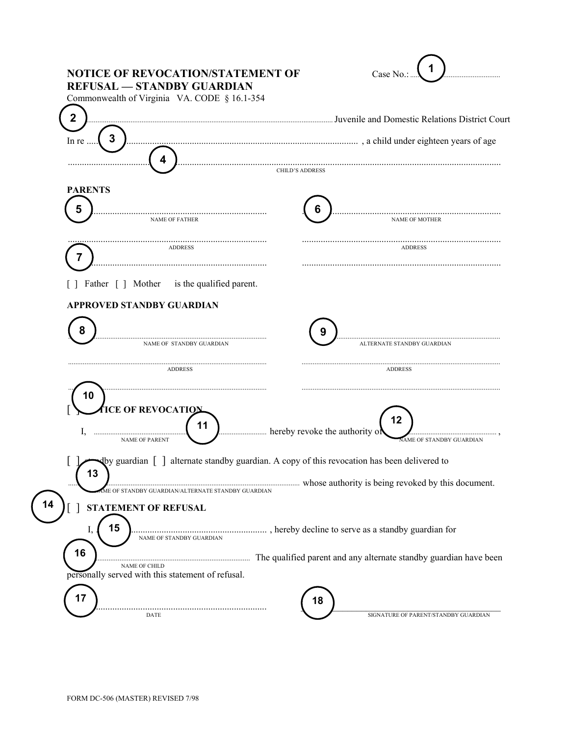**NOTICE OF REVOCATION/STATEMENT OF REFUSAL — STANDBY GUARDIAN**
Commonwealth of Virginia VA. CODE § 16.1-354

Case No.: ......(1)......

(2) ........................................ Juvenile and Domestic Relations District Court

In re ......(3)...................................... , a child under eighteen years of age

..............(4)..............................................................
CHILD'S ADDRESS

**PARENTS**

(5) ..............................................................
NAME OF FATHER

..............................................................
ADDRESS

(7) ..............................................................

(6) ..............................................................
NAME OF MOTHER

..............................................................
ADDRESS

..............................................................

[ ] Father [ ] Mother is the qualified parent.

**APPROVED STANDBY GUARDIAN**

(8) ..............................................................
NAME OF STANDBY GUARDIAN

..............................................................
ADDRESS

..............................................................

(9) ..............................................................
ALTERNATE STANDBY GUARDIAN

..............................................................
ADDRESS

..............................................................

(10) [ ] **NOTICE OF REVOCATION**

I, ..............(11).............. hereby revoke the authority of ..............(12).............. ,
NAME OF PARENT — NAME OF STANDBY GUARDIAN

[ ] standby guardian [ ] alternate standby guardian. A copy of this revocation has been delivered to

......(13)...................................... whose authority is being revoked by this document.
NAME OF STANDBY GUARDIAN/ALTERNATE STANDBY GUARDIAN

(14) [ ] **STATEMENT OF REFUSAL**

I, ......(15)...................................... , hereby decline to serve as a standby guardian for
NAME OF STANDBY GUARDIAN

(16) .............................................. The qualified parent and any alternate standby guardian have been personally served with this statement of refusal.
NAME OF CHILD

(17) ..............................................................
DATE

(18) ______________________________________
SIGNATURE OF PARENT/STANDBY GUARDIAN

FORM DC-506 (MASTER) REVISED 7/98